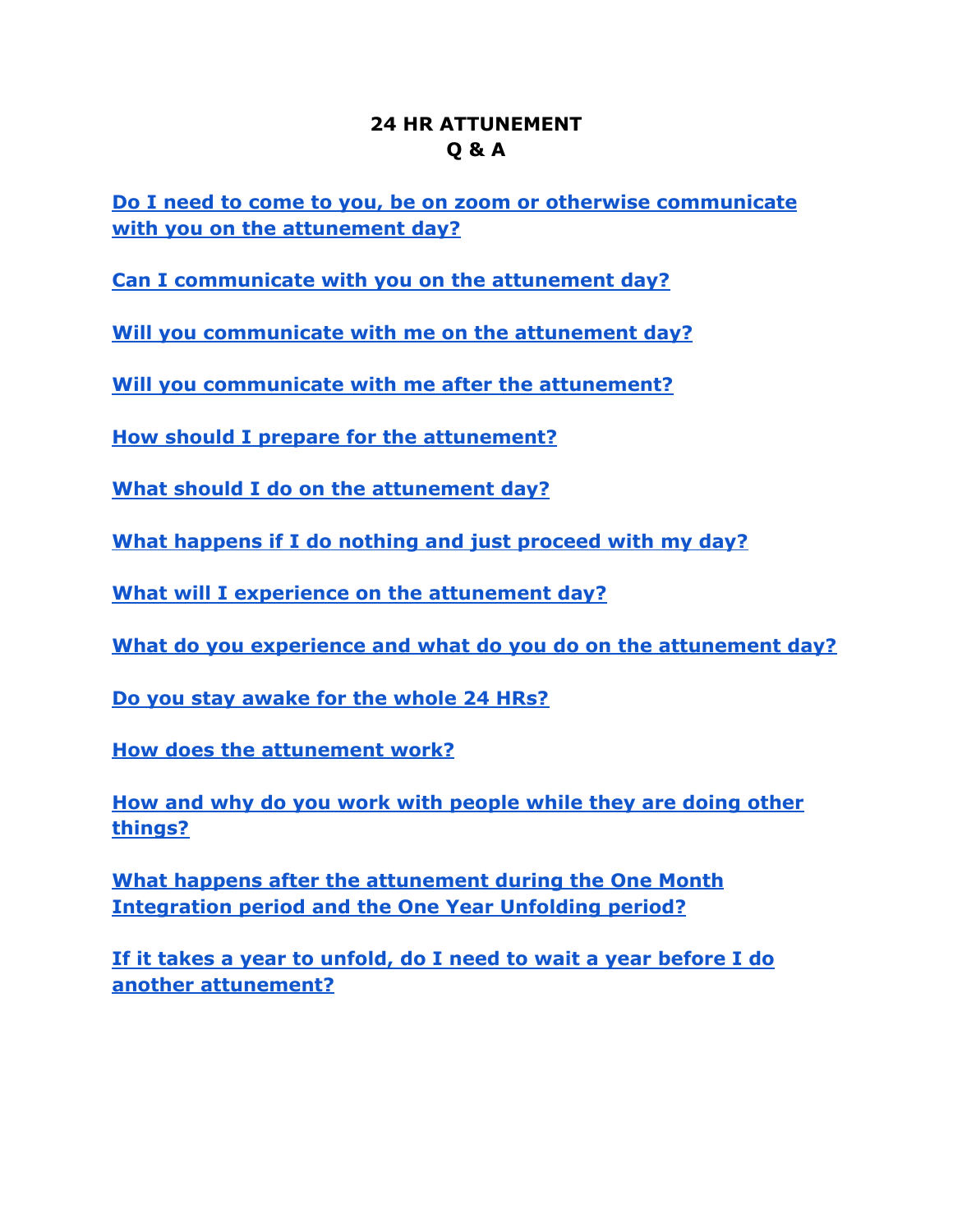# 24 HR ATTUNEMENT
# Q & A

**Do I need to come to you, be on zoom or otherwise communicate with you on the attunement day?**

**Can I communicate with you on the attunement day?**

**Will you communicate with me on the attunement day?**

**Will you communicate with me after the attunement?**

**How should I prepare for the attunement?**

**What should I do on the attunement day?**

**What happens if I do nothing and just proceed with my day?**

**What will I experience on the attunement day?**

**What do you experience and what do you do on the attunement day?**

**Do you stay awake for the whole 24 HRs?**

**How does the attunement work?**

**How and why do you work with people while they are doing other things?**

**What happens after the attunement during the One Month Integration period and the One Year Unfolding period?**

**If it takes a year to unfold, do I need to wait a year before I do another attunement?**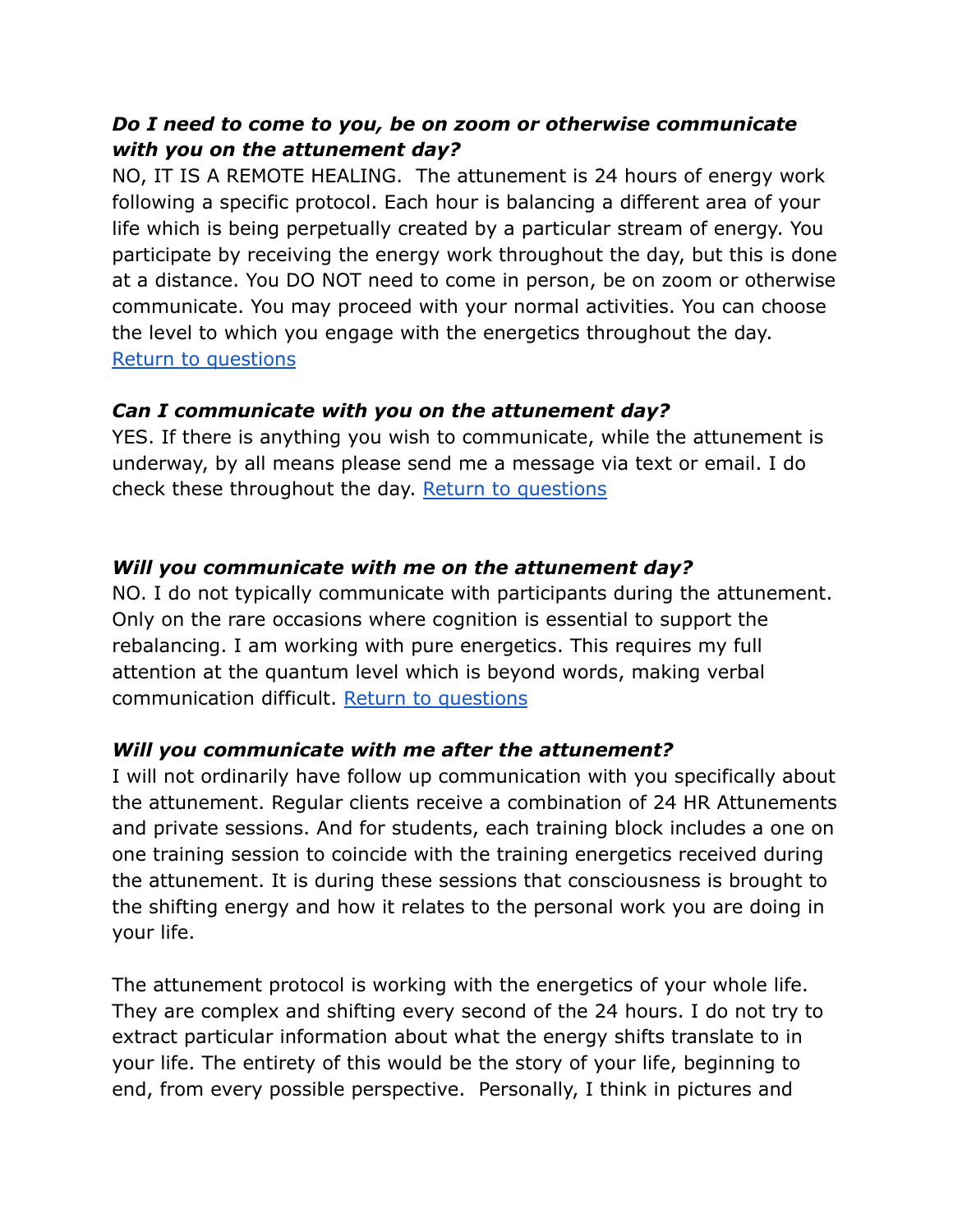***Do I need to come to you, be on zoom or otherwise communicate with you on the attunement day?***

NO, IT IS A REMOTE HEALING. The attunement is 24 hours of energy work following a specific protocol. Each hour is balancing a different area of your life which is being perpetually created by a particular stream of energy. You participate by receiving the energy work throughout the day, but this is done at a distance. You DO NOT need to come in person, be on zoom or otherwise communicate. You may proceed with your normal activities. You can choose the level to which you engage with the energetics throughout the day. Return to questions

***Can I communicate with you on the attunement day?***

YES. If there is anything you wish to communicate, while the attunement is underway, by all means please send me a message via text or email. I do check these throughout the day. Return to questions

***Will you communicate with me on the attunement day?***

NO. I do not typically communicate with participants during the attunement. Only on the rare occasions where cognition is essential to support the rebalancing. I am working with pure energetics. This requires my full attention at the quantum level which is beyond words, making verbal communication difficult. Return to questions

***Will you communicate with me after the attunement?***

I will not ordinarily have follow up communication with you specifically about the attunement. Regular clients receive a combination of 24 HR Attunements and private sessions. And for students, each training block includes a one on one training session to coincide with the training energetics received during the attunement. It is during these sessions that consciousness is brought to the shifting energy and how it relates to the personal work you are doing in your life.

The attunement protocol is working with the energetics of your whole life. They are complex and shifting every second of the 24 hours. I do not try to extract particular information about what the energy shifts translate to in your life. The entirety of this would be the story of your life, beginning to end, from every possible perspective. Personally, I think in pictures and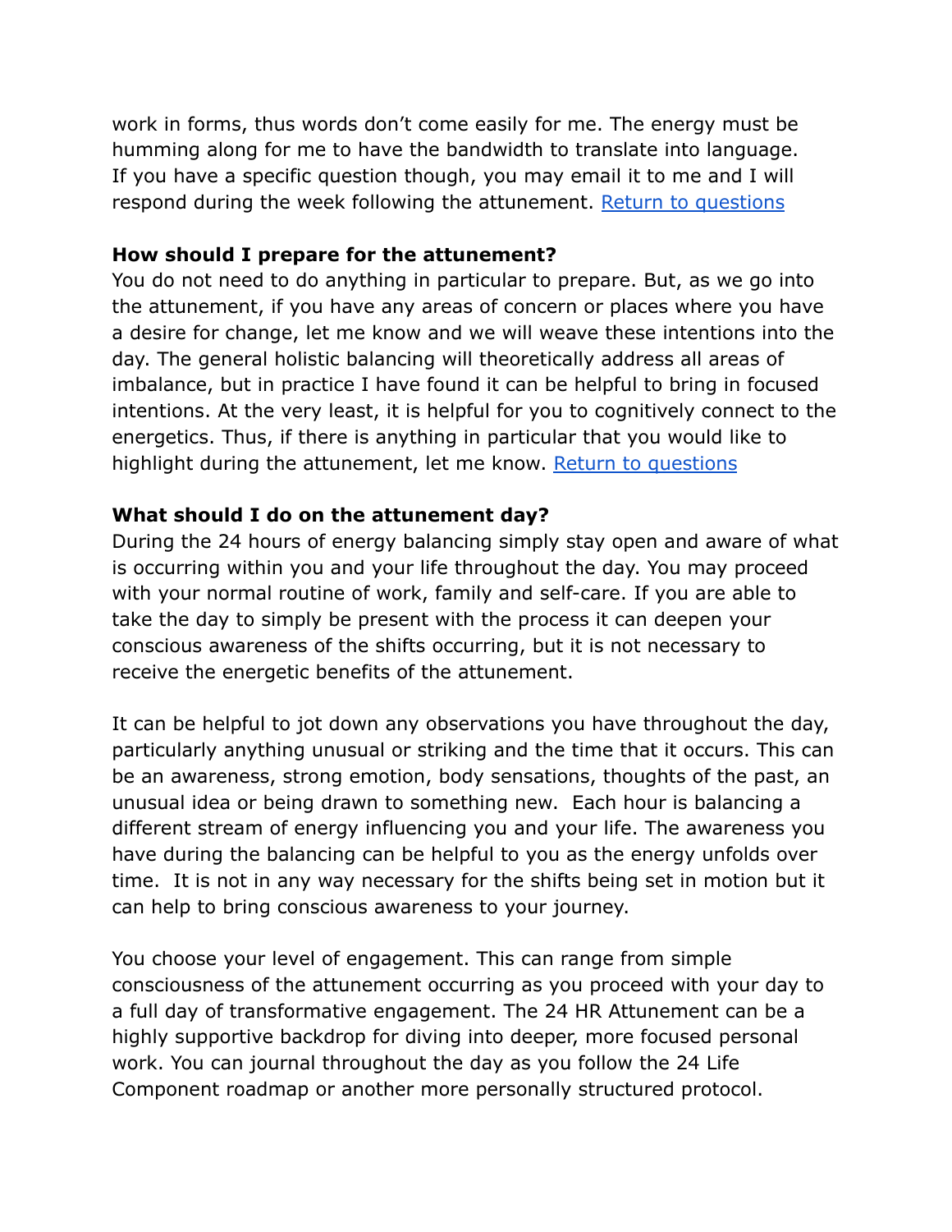work in forms, thus words don't come easily for me. The energy must be humming along for me to have the bandwidth to translate into language. If you have a specific question though, you may email it to me and I will respond during the week following the attunement. [Return to questions]

**How should I prepare for the attunement?**

You do not need to do anything in particular to prepare. But, as we go into the attunement, if you have any areas of concern or places where you have a desire for change, let me know and we will weave these intentions into the day. The general holistic balancing will theoretically address all areas of imbalance, but in practice I have found it can be helpful to bring in focused intentions. At the very least, it is helpful for you to cognitively connect to the energetics. Thus, if there is anything in particular that you would like to highlight during the attunement, let me know. [Return to questions]

**What should I do on the attunement day?**

During the 24 hours of energy balancing simply stay open and aware of what is occurring within you and your life throughout the day. You may proceed with your normal routine of work, family and self-care. If you are able to take the day to simply be present with the process it can deepen your conscious awareness of the shifts occurring, but it is not necessary to receive the energetic benefits of the attunement.

It can be helpful to jot down any observations you have throughout the day, particularly anything unusual or striking and the time that it occurs. This can be an awareness, strong emotion, body sensations, thoughts of the past, an unusual idea or being drawn to something new. Each hour is balancing a different stream of energy influencing you and your life. The awareness you have during the balancing can be helpful to you as the energy unfolds over time. It is not in any way necessary for the shifts being set in motion but it can help to bring conscious awareness to your journey.

You choose your level of engagement. This can range from simple consciousness of the attunement occurring as you proceed with your day to a full day of transformative engagement. The 24 HR Attunement can be a highly supportive backdrop for diving into deeper, more focused personal work. You can journal throughout the day as you follow the 24 Life Component roadmap or another more personally structured protocol.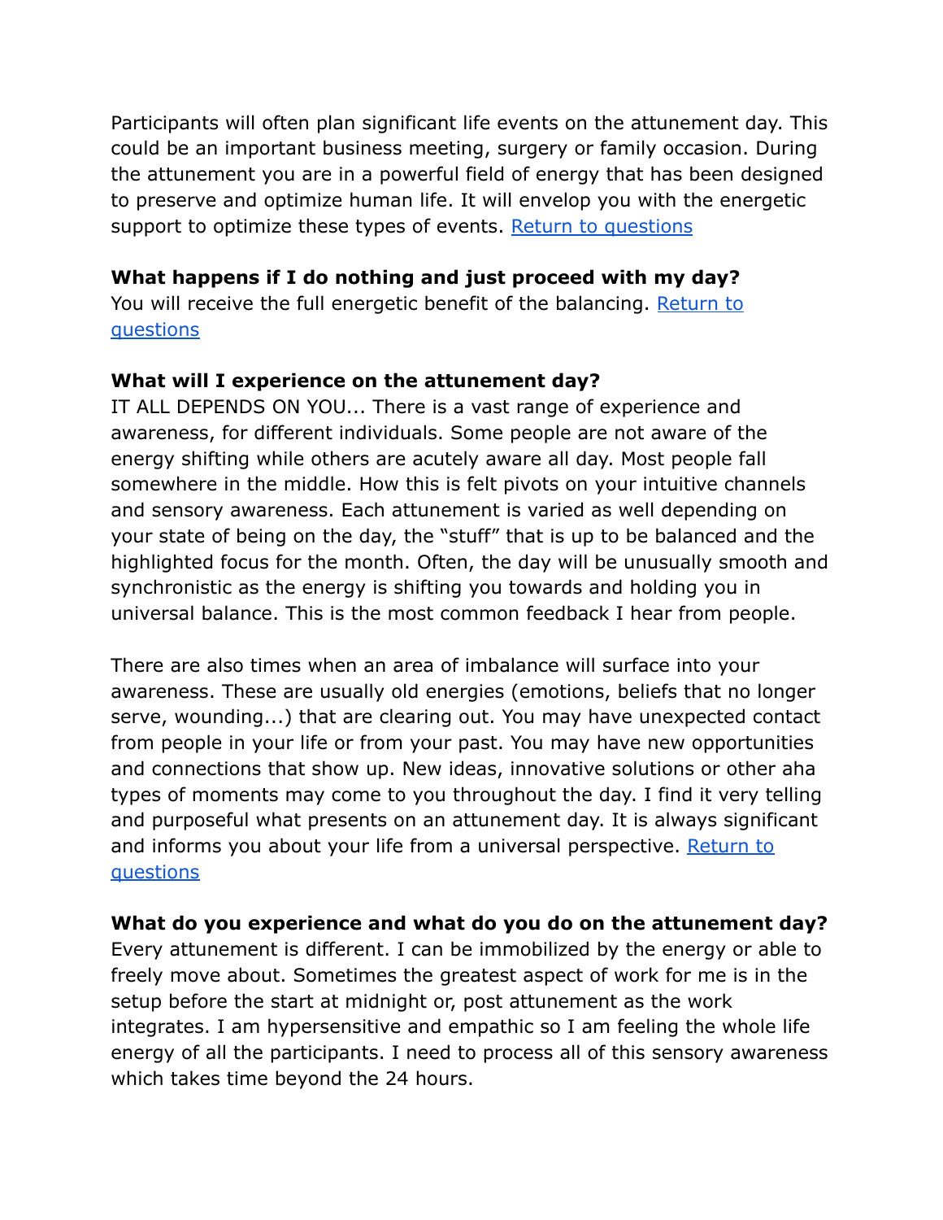Participants will often plan significant life events on the attunement day. This could be an important business meeting, surgery or family occasion. During the attunement you are in a powerful field of energy that has been designed to preserve and optimize human life. It will envelop you with the energetic support to optimize these types of events. Return to questions

**What happens if I do nothing and just proceed with my day?**
You will receive the full energetic benefit of the balancing. Return to questions

**What will I experience on the attunement day?**
IT ALL DEPENDS ON YOU... There is a vast range of experience and awareness, for different individuals. Some people are not aware of the energy shifting while others are acutely aware all day. Most people fall somewhere in the middle. How this is felt pivots on your intuitive channels and sensory awareness. Each attunement is varied as well depending on your state of being on the day, the "stuff" that is up to be balanced and the highlighted focus for the month. Often, the day will be unusually smooth and synchronistic as the energy is shifting you towards and holding you in universal balance. This is the most common feedback I hear from people.

There are also times when an area of imbalance will surface into your awareness. These are usually old energies (emotions, beliefs that no longer serve, wounding...) that are clearing out. You may have unexpected contact from people in your life or from your past. You may have new opportunities and connections that show up. New ideas, innovative solutions or other aha types of moments may come to you throughout the day. I find it very telling and purposeful what presents on an attunement day. It is always significant and informs you about your life from a universal perspective. Return to questions

**What do you experience and what do you do on the attunement day?**
Every attunement is different. I can be immobilized by the energy or able to freely move about. Sometimes the greatest aspect of work for me is in the setup before the start at midnight or, post attunement as the work integrates. I am hypersensitive and empathic so I am feeling the whole life energy of all the participants. I need to process all of this sensory awareness which takes time beyond the 24 hours.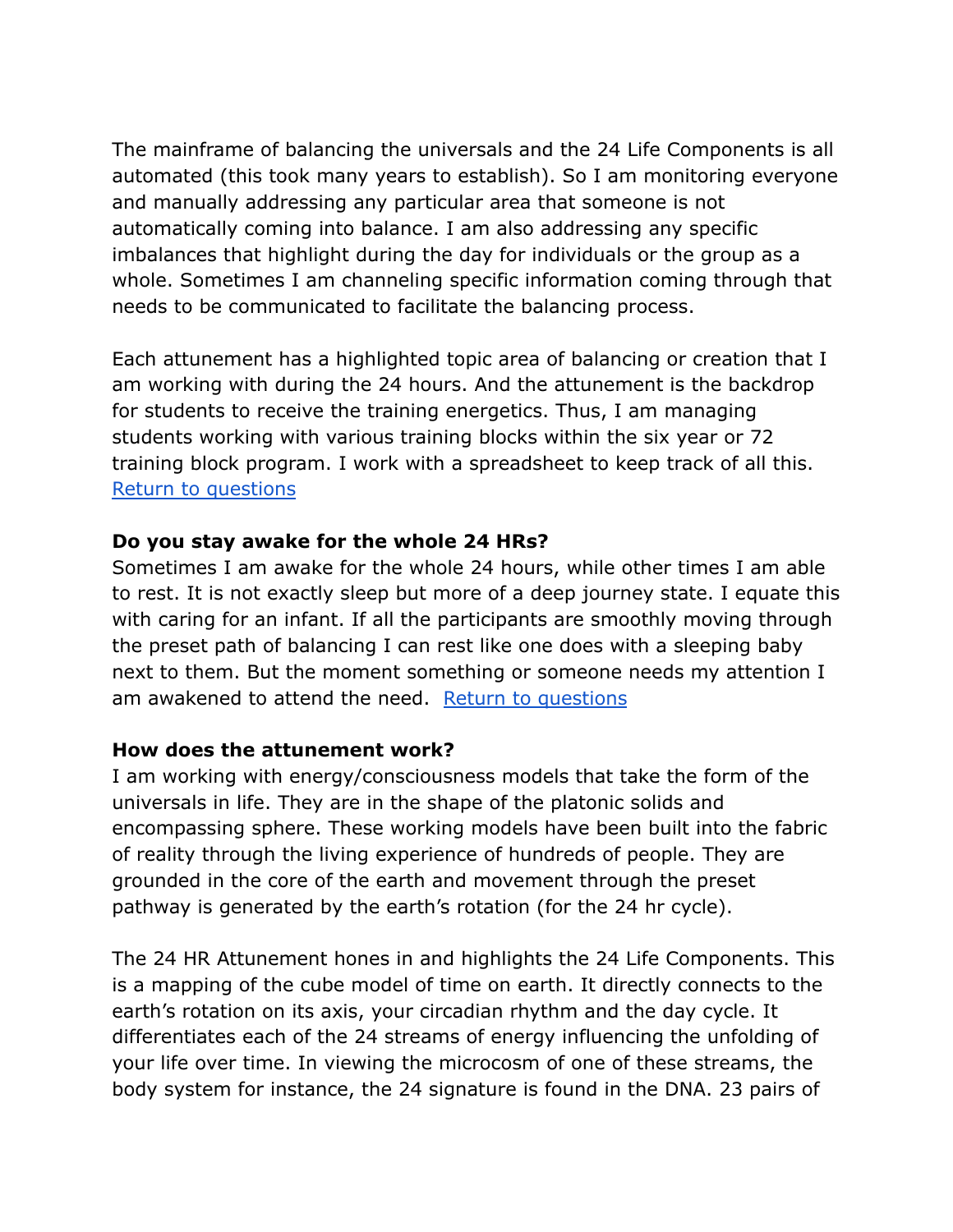The mainframe of balancing the universals and the 24 Life Components is all automated (this took many years to establish). So I am monitoring everyone and manually addressing any particular area that someone is not automatically coming into balance. I am also addressing any specific imbalances that highlight during the day for individuals or the group as a whole. Sometimes I am channeling specific information coming through that needs to be communicated to facilitate the balancing process.

Each attunement has a highlighted topic area of balancing or creation that I am working with during the 24 hours. And the attunement is the backdrop for students to receive the training energetics. Thus, I am managing students working with various training blocks within the six year or 72 training block program. I work with a spreadsheet to keep track of all this. Return to questions

**Do you stay awake for the whole 24 HRs?**
Sometimes I am awake for the whole 24 hours, while other times I am able to rest. It is not exactly sleep but more of a deep journey state. I equate this with caring for an infant. If all the participants are smoothly moving through the preset path of balancing I can rest like one does with a sleeping baby next to them. But the moment something or someone needs my attention I am awakened to attend the need. Return to questions

**How does the attunement work?**
I am working with energy/consciousness models that take the form of the universals in life. They are in the shape of the platonic solids and encompassing sphere. These working models have been built into the fabric of reality through the living experience of hundreds of people. They are grounded in the core of the earth and movement through the preset pathway is generated by the earth's rotation (for the 24 hr cycle).

The 24 HR Attunement hones in and highlights the 24 Life Components. This is a mapping of the cube model of time on earth. It directly connects to the earth's rotation on its axis, your circadian rhythm and the day cycle. It differentiates each of the 24 streams of energy influencing the unfolding of your life over time. In viewing the microcosm of one of these streams, the body system for instance, the 24 signature is found in the DNA. 23 pairs of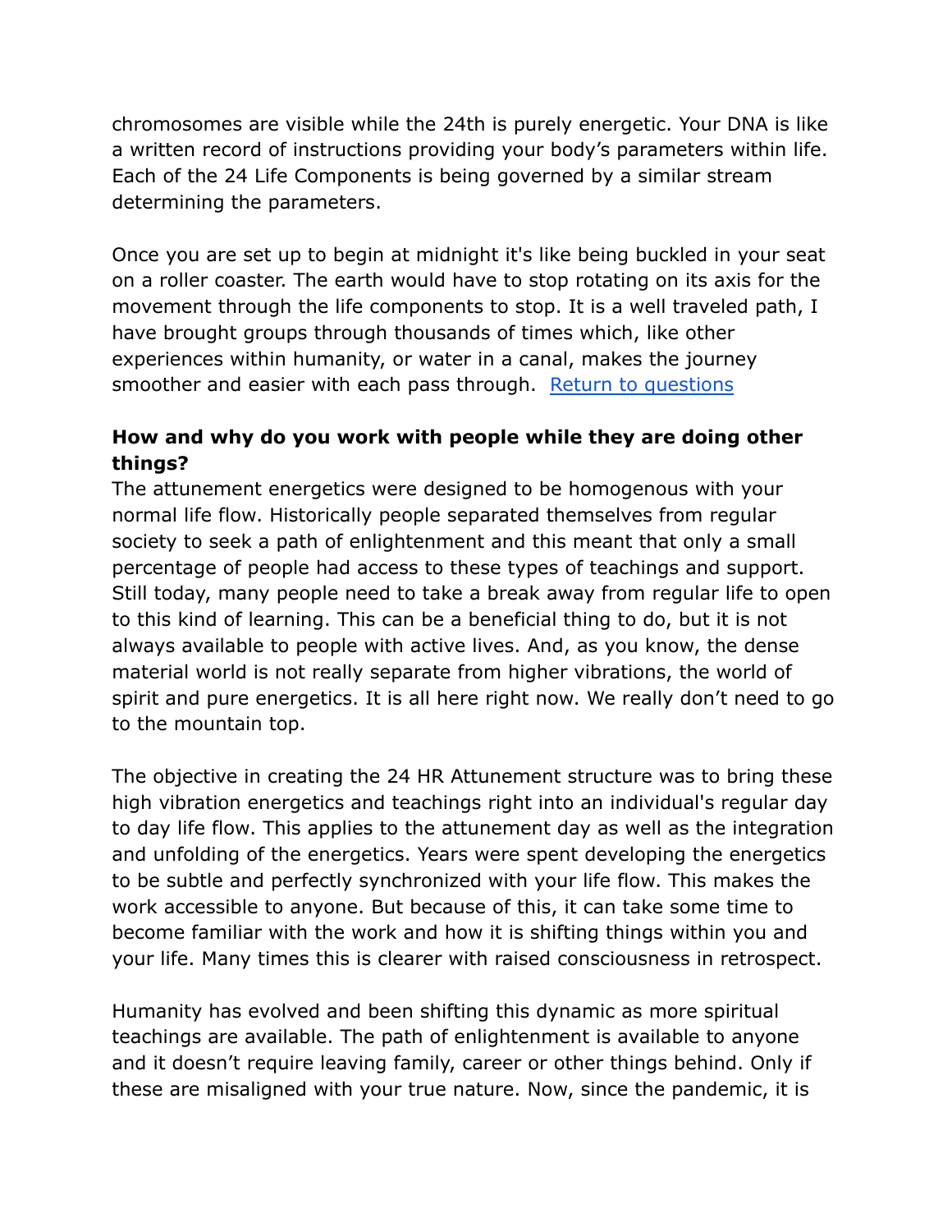chromosomes are visible while the 24th is purely energetic. Your DNA is like a written record of instructions providing your body's parameters within life. Each of the 24 Life Components is being governed by a similar stream determining the parameters.

Once you are set up to begin at midnight it's like being buckled in your seat on a roller coaster. The earth would have to stop rotating on its axis for the movement through the life components to stop. It is a well traveled path, I have brought groups through thousands of times which, like other experiences within humanity, or water in a canal, makes the journey smoother and easier with each pass through. [Return to questions]

**How and why do you work with people while they are doing other things?**

The attunement energetics were designed to be homogenous with your normal life flow. Historically people separated themselves from regular society to seek a path of enlightenment and this meant that only a small percentage of people had access to these types of teachings and support. Still today, many people need to take a break away from regular life to open to this kind of learning. This can be a beneficial thing to do, but it is not always available to people with active lives. And, as you know, the dense material world is not really separate from higher vibrations, the world of spirit and pure energetics. It is all here right now. We really don't need to go to the mountain top.

The objective in creating the 24 HR Attunement structure was to bring these high vibration energetics and teachings right into an individual's regular day to day life flow. This applies to the attunement day as well as the integration and unfolding of the energetics. Years were spent developing the energetics to be subtle and perfectly synchronized with your life flow. This makes the work accessible to anyone. But because of this, it can take some time to become familiar with the work and how it is shifting things within you and your life. Many times this is clearer with raised consciousness in retrospect.

Humanity has evolved and been shifting this dynamic as more spiritual teachings are available. The path of enlightenment is available to anyone and it doesn't require leaving family, career or other things behind. Only if these are misaligned with your true nature. Now, since the pandemic, it is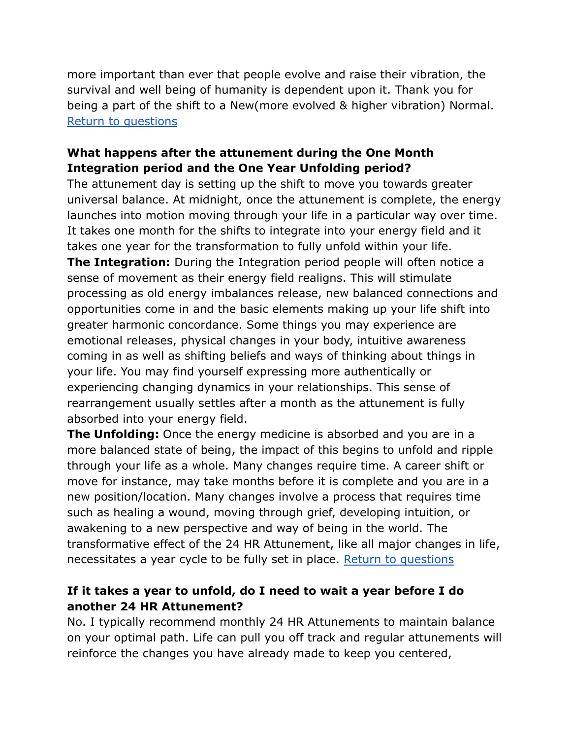more important than ever that people evolve and raise their vibration, the survival and well being of humanity is dependent upon it. Thank you for being a part of the shift to a New(more evolved & higher vibration) Normal. [Return to questions]

**What happens after the attunement during the One Month Integration period and the One Year Unfolding period?**

The attunement day is setting up the shift to move you towards greater universal balance. At midnight, once the attunement is complete, the energy launches into motion moving through your life in a particular way over time. It takes one month for the shifts to integrate into your energy field and it takes one year for the transformation to fully unfold within your life.

**The Integration:** During the Integration period people will often notice a sense of movement as their energy field realigns. This will stimulate processing as old energy imbalances release, new balanced connections and opportunities come in and the basic elements making up your life shift into greater harmonic concordance. Some things you may experience are emotional releases, physical changes in your body, intuitive awareness coming in as well as shifting beliefs and ways of thinking about things in your life. You may find yourself expressing more authentically or experiencing changing dynamics in your relationships. This sense of rearrangement usually settles after a month as the attunement is fully absorbed into your energy field.

**The Unfolding:** Once the energy medicine is absorbed and you are in a more balanced state of being, the impact of this begins to unfold and ripple through your life as a whole. Many changes require time. A career shift or move for instance, may take months before it is complete and you are in a new position/location. Many changes involve a process that requires time such as healing a wound, moving through grief, developing intuition, or awakening to a new perspective and way of being in the world. The transformative effect of the 24 HR Attunement, like all major changes in life, necessitates a year cycle to be fully set in place. [Return to questions]

**If it takes a year to unfold, do I need to wait a year before I do another 24 HR Attunement?**

No. I typically recommend monthly 24 HR Attunements to maintain balance on your optimal path. Life can pull you off track and regular attunements will reinforce the changes you have already made to keep you centered,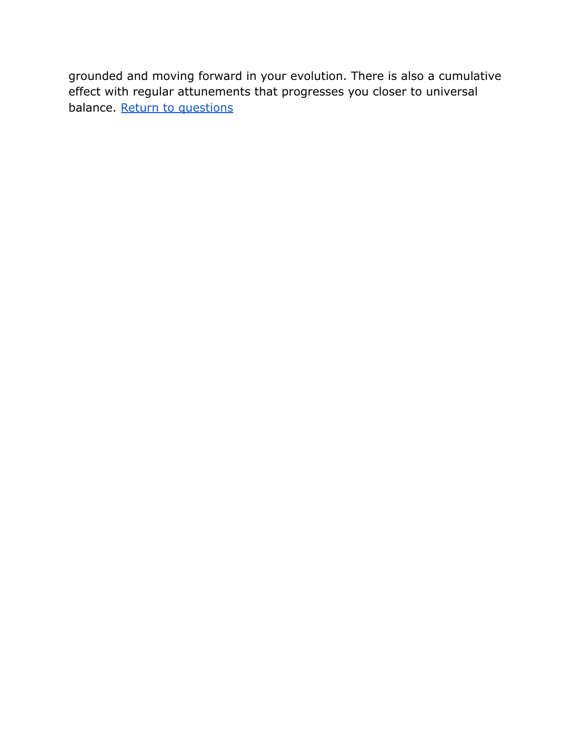grounded and moving forward in your evolution. There is also a cumulative effect with regular attunements that progresses you closer to universal balance. Return to questions